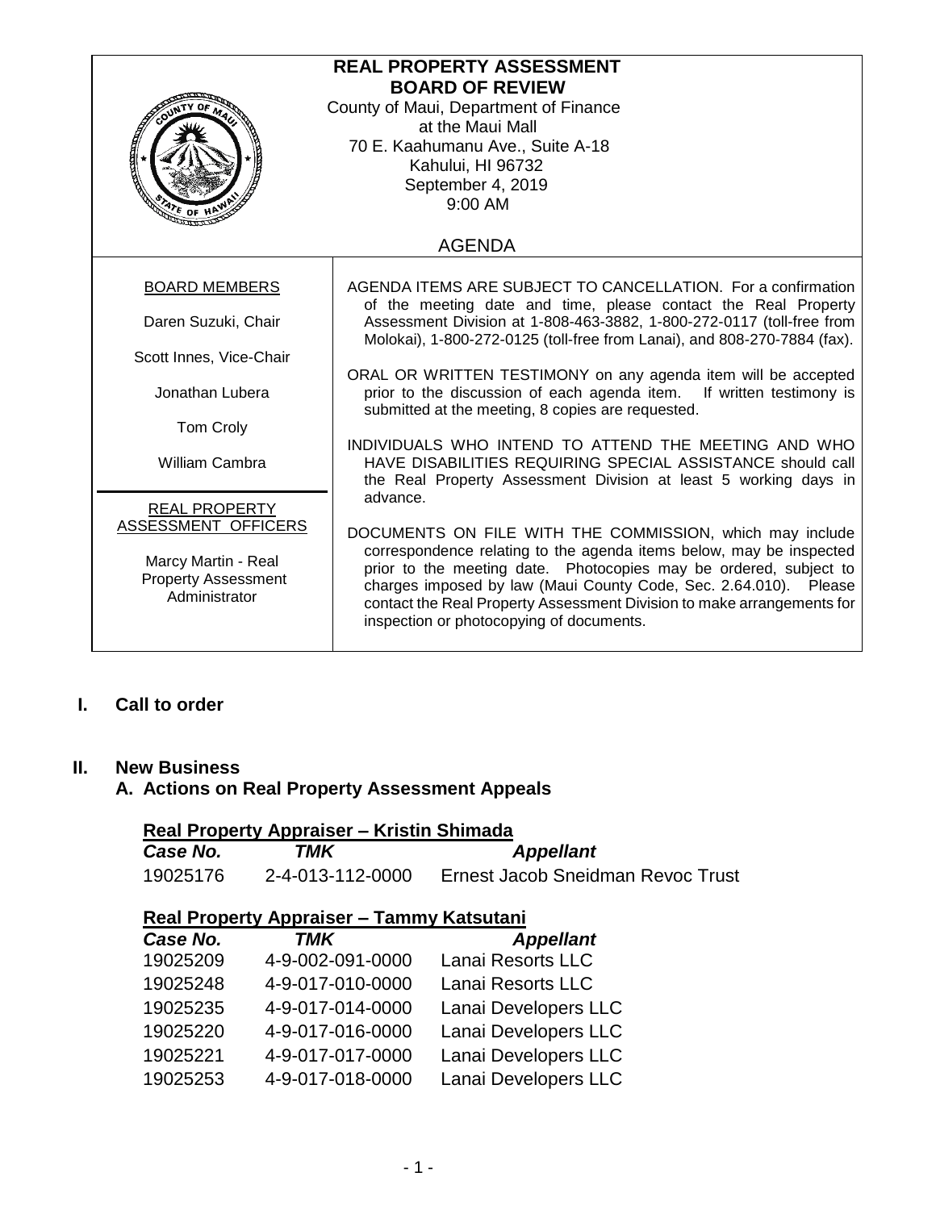# REAL PROPERTY ASSESSMENT BOARD OF REVIEW

County of Maui, Department of Finance
at the Maui Mall
70 E. Kaahumanu Ave., Suite A-18
Kahului, HI 96732
September 4, 2019
9:00 AM

## AGENDA

**BOARD MEMBERS**

Daren Suzuki, Chair

Scott Innes, Vice-Chair

Jonathan Lubera

Tom Croly

William Cambra

**REAL PROPERTY ASSESSMENT OFFICERS**

Marcy Martin - Real Property Assessment Administrator

AGENDA ITEMS ARE SUBJECT TO CANCELLATION. For a confirmation of the meeting date and time, please contact the Real Property Assessment Division at 1-808-463-3882, 1-800-272-0117 (toll-free from Molokai), 1-800-272-0125 (toll-free from Lanai), and 808-270-7884 (fax).

ORAL OR WRITTEN TESTIMONY on any agenda item will be accepted prior to the discussion of each agenda item. If written testimony is submitted at the meeting, 8 copies are requested.

INDIVIDUALS WHO INTEND TO ATTEND THE MEETING AND WHO HAVE DISABILITIES REQUIRING SPECIAL ASSISTANCE should call the Real Property Assessment Division at least 5 working days in advance.

DOCUMENTS ON FILE WITH THE COMMISSION, which may include correspondence relating to the agenda items below, may be inspected prior to the meeting date. Photocopies may be ordered, subject to charges imposed by law (Maui County Code, Sec. 2.64.010). Please contact the Real Property Assessment Division to make arrangements for inspection or photocopying of documents.

## I. Call to order

## II. New Business

### A. Actions on Real Property Assessment Appeals

**Real Property Appraiser – Kristin Shimada**

| *Case No.* | *TMK* | *Appellant* |
|---|---|---|
| 19025176 | 2-4-013-112-0000 | Ernest Jacob Sneidman Revoc Trust |

**Real Property Appraiser – Tammy Katsutani**

| *Case No.* | *TMK* | *Appellant* |
|---|---|---|
| 19025209 | 4-9-002-091-0000 | Lanai Resorts LLC |
| 19025248 | 4-9-017-010-0000 | Lanai Resorts LLC |
| 19025235 | 4-9-017-014-0000 | Lanai Developers LLC |
| 19025220 | 4-9-017-016-0000 | Lanai Developers LLC |
| 19025221 | 4-9-017-017-0000 | Lanai Developers LLC |
| 19025253 | 4-9-017-018-0000 | Lanai Developers LLC |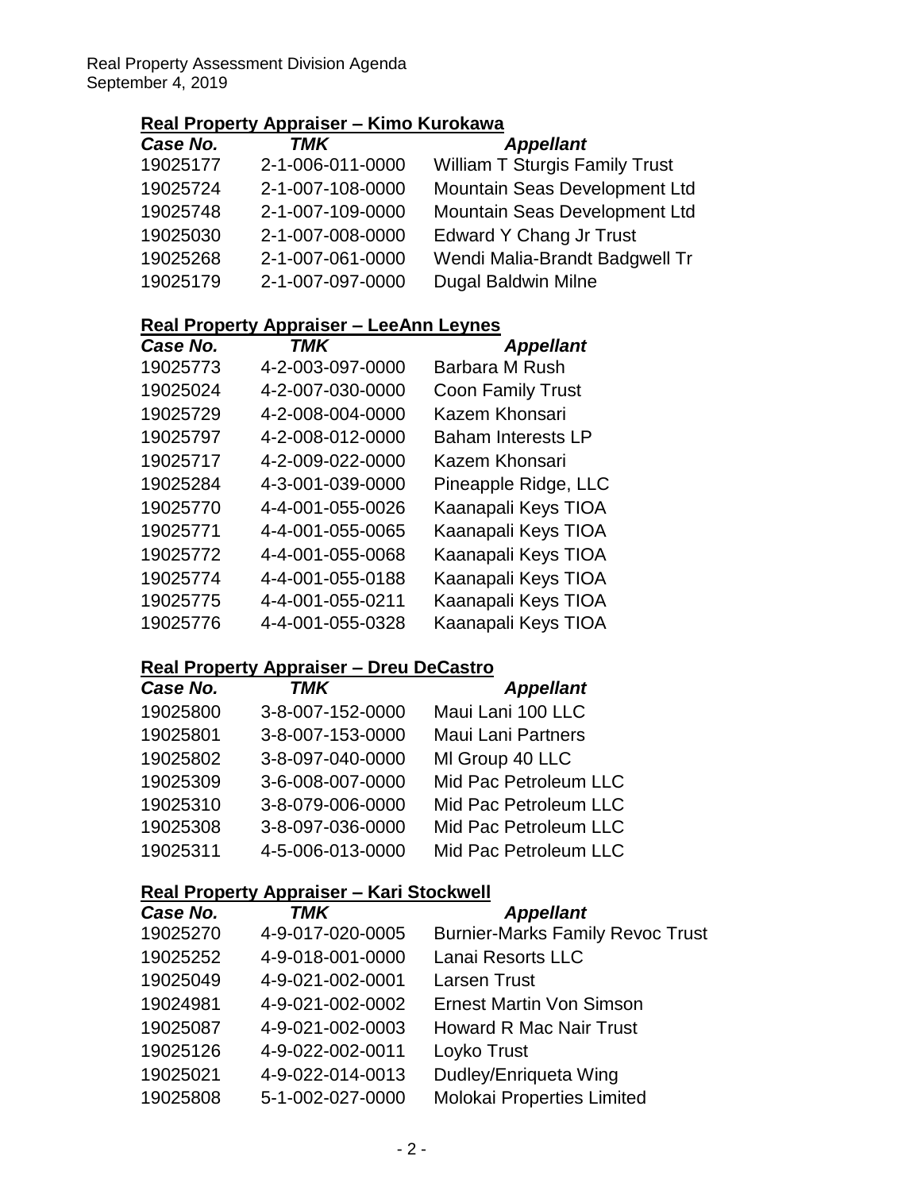## Real Property Appraiser – Kimo Kurokawa

| *Case No.* | *TMK* | *Appellant* |
|---|---|---|
| 19025177 | 2-1-006-011-0000 | William T Sturgis Family Trust |
| 19025724 | 2-1-007-108-0000 | Mountain Seas Development Ltd |
| 19025748 | 2-1-007-109-0000 | Mountain Seas Development Ltd |
| 19025030 | 2-1-007-008-0000 | Edward Y Chang Jr Trust |
| 19025268 | 2-1-007-061-0000 | Wendi Malia-Brandt Badgwell Tr |
| 19025179 | 2-1-007-097-0000 | Dugal Baldwin Milne |

## Real Property Appraiser – LeeAnn Leynes

| *Case No.* | *TMK* | *Appellant* |
|---|---|---|
| 19025773 | 4-2-003-097-0000 | Barbara M Rush |
| 19025024 | 4-2-007-030-0000 | Coon Family Trust |
| 19025729 | 4-2-008-004-0000 | Kazem Khonsari |
| 19025797 | 4-2-008-012-0000 | Baham Interests LP |
| 19025717 | 4-2-009-022-0000 | Kazem Khonsari |
| 19025284 | 4-3-001-039-0000 | Pineapple Ridge, LLC |
| 19025770 | 4-4-001-055-0026 | Kaanapali Keys TIOA |
| 19025771 | 4-4-001-055-0065 | Kaanapali Keys TIOA |
| 19025772 | 4-4-001-055-0068 | Kaanapali Keys TIOA |
| 19025774 | 4-4-001-055-0188 | Kaanapali Keys TIOA |
| 19025775 | 4-4-001-055-0211 | Kaanapali Keys TIOA |
| 19025776 | 4-4-001-055-0328 | Kaanapali Keys TIOA |

## Real Property Appraiser – Dreu DeCastro

| *Case No.* | *TMK* | *Appellant* |
|---|---|---|
| 19025800 | 3-8-007-152-0000 | Maui Lani 100 LLC |
| 19025801 | 3-8-007-153-0000 | Maui Lani Partners |
| 19025802 | 3-8-097-040-0000 | Ml Group 40 LLC |
| 19025309 | 3-6-008-007-0000 | Mid Pac Petroleum LLC |
| 19025310 | 3-8-079-006-0000 | Mid Pac Petroleum LLC |
| 19025308 | 3-8-097-036-0000 | Mid Pac Petroleum LLC |
| 19025311 | 4-5-006-013-0000 | Mid Pac Petroleum LLC |

## Real Property Appraiser – Kari Stockwell

| *Case No.* | *TMK* | *Appellant* |
|---|---|---|
| 19025270 | 4-9-017-020-0005 | Burnier-Marks Family Revoc Trust |
| 19025252 | 4-9-018-001-0000 | Lanai Resorts LLC |
| 19025049 | 4-9-021-002-0001 | Larsen Trust |
| 19024981 | 4-9-021-002-0002 | Ernest Martin Von Simson |
| 19025087 | 4-9-021-002-0003 | Howard R Mac Nair Trust |
| 19025126 | 4-9-022-002-0011 | Loyko Trust |
| 19025021 | 4-9-022-014-0013 | Dudley/Enriqueta Wing |
| 19025808 | 5-1-002-027-0000 | Molokai Properties Limited |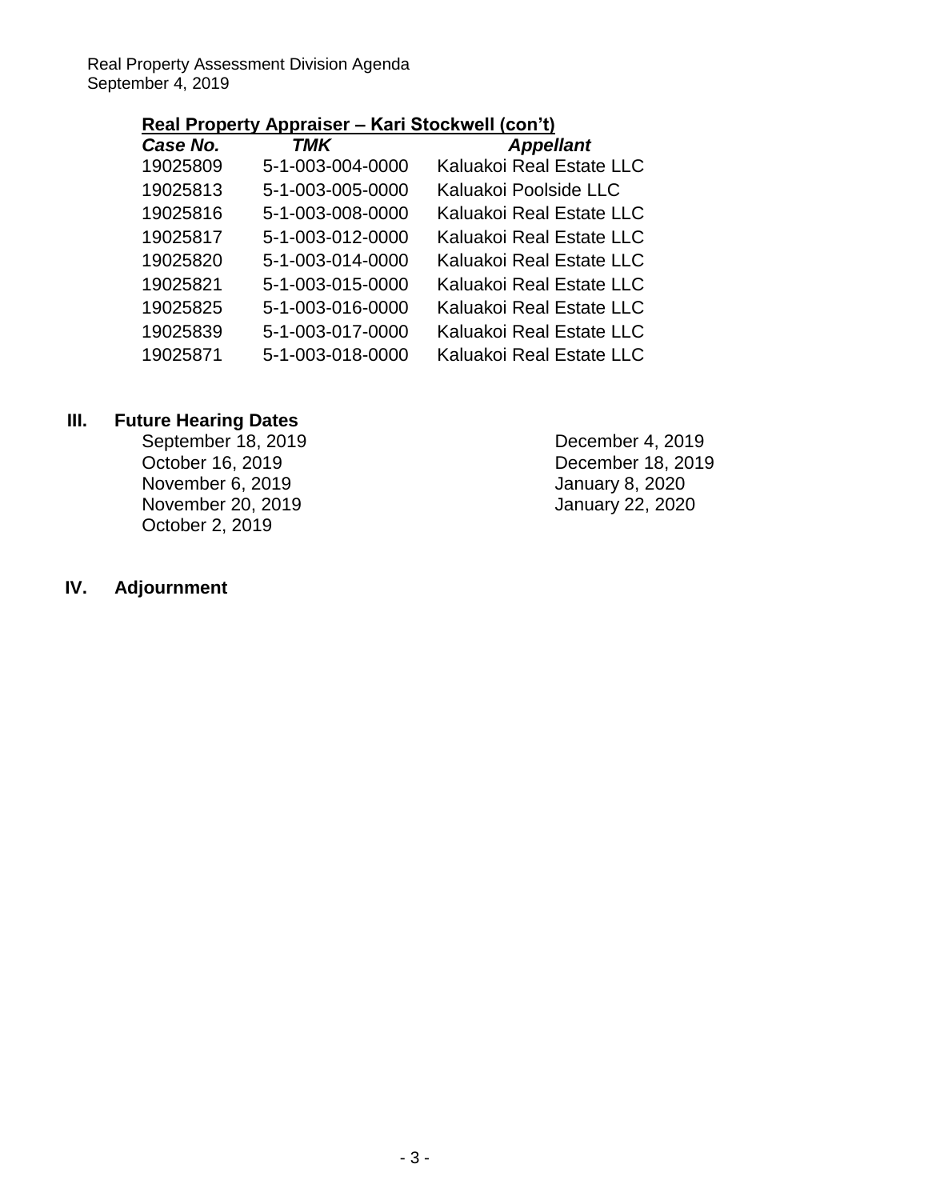**Real Property Appraiser – Kari Stockwell (con't)**

| *Case No.* | *TMK* | *Appellant* |
|---|---|---|
| 19025809 | 5-1-003-004-0000 | Kaluakoi Real Estate LLC |
| 19025813 | 5-1-003-005-0000 | Kaluakoi Poolside LLC |
| 19025816 | 5-1-003-008-0000 | Kaluakoi Real Estate LLC |
| 19025817 | 5-1-003-012-0000 | Kaluakoi Real Estate LLC |
| 19025820 | 5-1-003-014-0000 | Kaluakoi Real Estate LLC |
| 19025821 | 5-1-003-015-0000 | Kaluakoi Real Estate LLC |
| 19025825 | 5-1-003-016-0000 | Kaluakoi Real Estate LLC |
| 19025839 | 5-1-003-017-0000 | Kaluakoi Real Estate LLC |
| 19025871 | 5-1-003-018-0000 | Kaluakoi Real Estate LLC |

## III. Future Hearing Dates

September 18, 2019
October 16, 2019
November 6, 2019
November 20, 2019
October 2, 2019
December 4, 2019
December 18, 2019
January 8, 2020
January 22, 2020

## IV. Adjournment